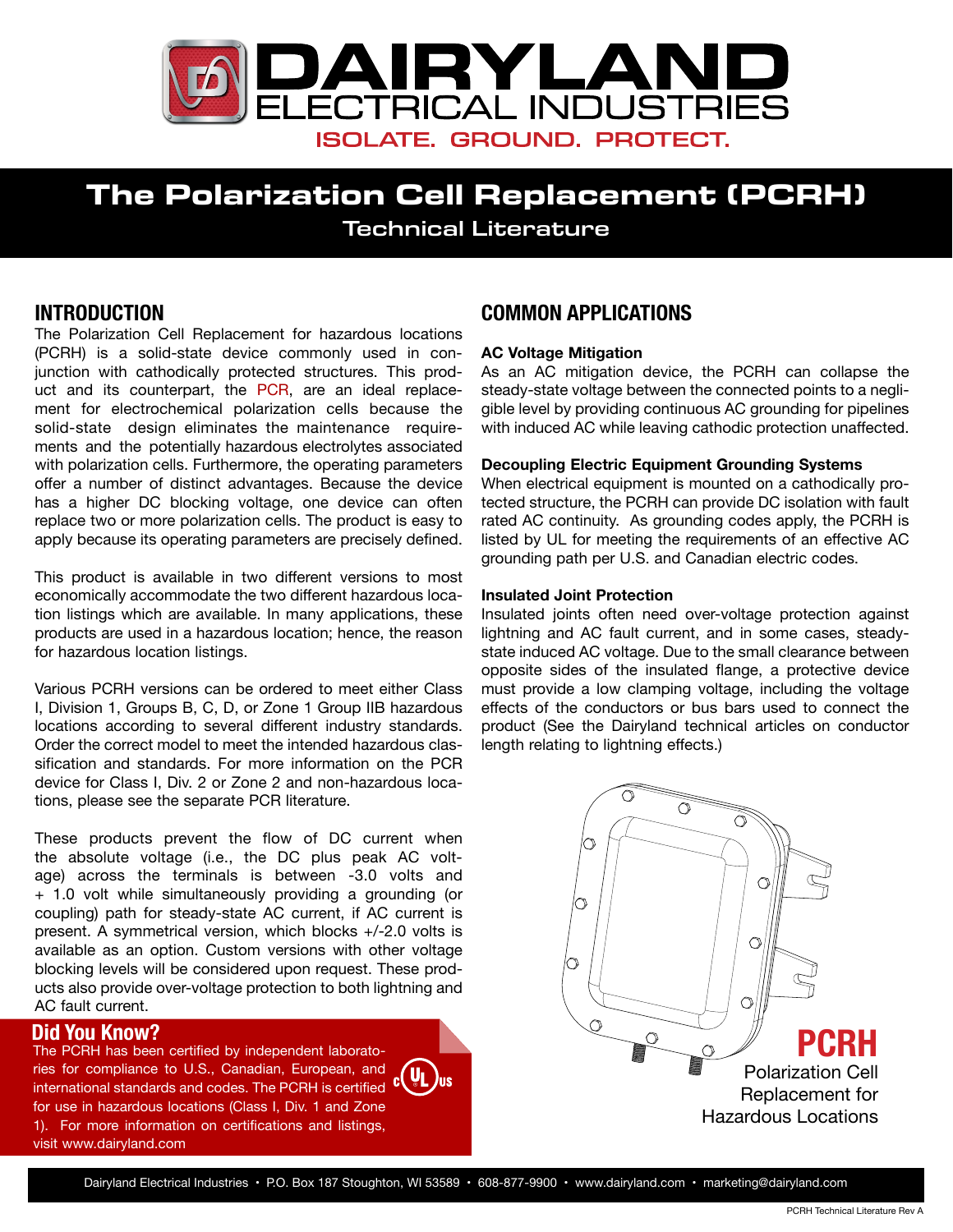# DAIRYLAND ELECTRICAL INDUSTRIES

ISOLATE. GROUND. PROTECT.

# The Polarization Cell Replacement (PCRH)

Technical Literature

## INTRODUCTION

The Polarization Cell Replacement for hazardous locations (PCRH) is a solid-state device commonly used in conjunction with cathodically protected structures. This product and its counterpart, the PCR, are an ideal replacement for electrochemical polarization cells because the solid-state design eliminates the maintenance requirements and the potentially hazardous electrolytes associated with polarization cells. Furthermore, the operating parameters offer a number of distinct advantages. Because the device has a higher DC blocking voltage, one device can often replace two or more polarization cells. The product is easy to apply because its operating parameters are precisely defined.

This product is available in two different versions to most economically accommodate the two different hazardous location listings which are available. In many applications, these products are used in a hazardous location; hence, the reason for hazardous location listings.

Various PCRH versions can be ordered to meet either Class I, Division 1, Groups B, C, D, or Zone 1 Group IIB hazardous locations according to several different industry standards. Order the correct model to meet the intended hazardous classification and standards. For more information on the PCR device for Class I, Div. 2 or Zone 2 and non-hazardous locations, please see the separate PCR literature.

These products prevent the flow of DC current when the absolute voltage (i.e., the DC plus peak AC voltage) across the terminals is between -3.0 volts and + 1.0 volt while simultaneously providing a grounding (or coupling) path for steady-state AC current, if AC current is present. A symmetrical version, which blocks +/-2.0 volts is available as an option. Custom versions with other voltage blocking levels will be considered upon request. These products also provide over-voltage protection to both lightning and AC fault current.

### Did You Know?

The PCRH has been certified by independent laboratories for compliance to U.S., Canadian, European, and international standards and codes. The PCRH is certified for use in hazardous locations (Class I, Div. 1 and Zone 1). For more information on certifications and listings, visit www.dairyland.com

## COMMON APPLICATIONS

**AC Voltage Mitigation**

As an AC mitigation device, the PCRH can collapse the steady-state voltage between the connected points to a negligible level by providing continuous AC grounding for pipelines with induced AC while leaving cathodic protection unaffected.

**Decoupling Electric Equipment Grounding Systems**

When electrical equipment is mounted on a cathodically protected structure, the PCRH can provide DC isolation with fault rated AC continuity. As grounding codes apply, the PCRH is listed by UL for meeting the requirements of an effective AC grounding path per U.S. and Canadian electric codes.

**Insulated Joint Protection**

Insulated joints often need over-voltage protection against lightning and AC fault current, and in some cases, steady-state induced AC voltage. Due to the small clearance between opposite sides of the insulated flange, a protective device must provide a low clamping voltage, including the voltage effects of the conductors or bus bars used to connect the product (See the Dairyland technical articles on conductor length relating to lightning effects.)

**PCRH**
Polarization Cell Replacement for Hazardous Locations

Dairyland Electrical Industries • P.O. Box 187 Stoughton, WI 53589 • 608-877-9900 • www.dairyland.com • marketing@dairyland.com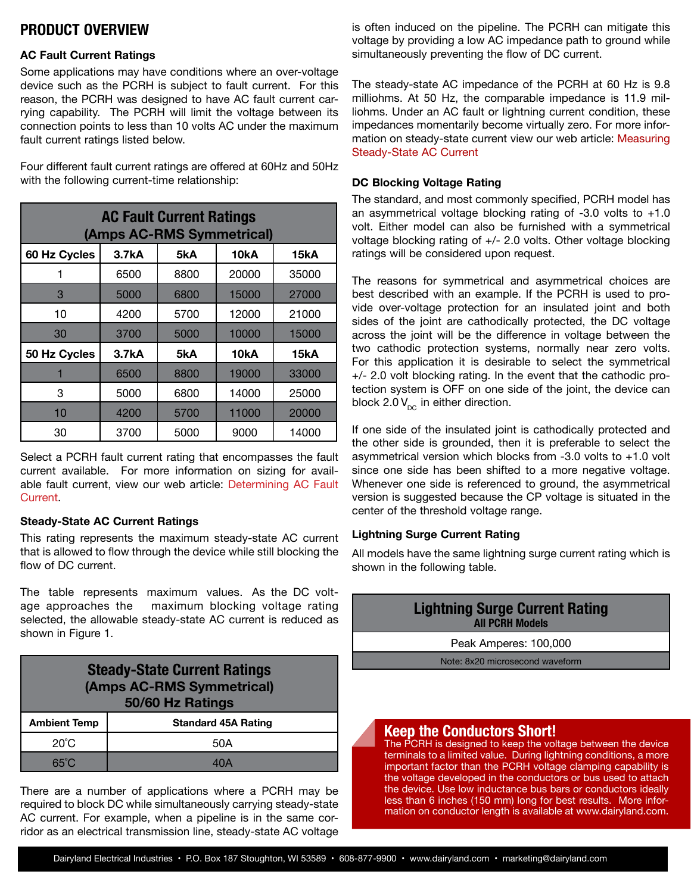# PRODUCT OVERVIEW

### AC Fault Current Ratings

Some applications may have conditions where an over-voltage device such as the PCRH is subject to fault current. For this reason, the PCRH was designed to have AC fault current carrying capability. The PCRH will limit the voltage between its connection points to less than 10 volts AC under the maximum fault current ratings listed below.

Four different fault current ratings are offered at 60Hz and 50Hz with the following current-time relationship:

| AC Fault Current Ratings (Amps AC-RMS Symmetrical) | | | | |
|---|---|---|---|---|
| **60 Hz Cycles** | **3.7kA** | **5kA** | **10kA** | **15kA** |
| 1 | 6500 | 8800 | 20000 | 35000 |
| 3 | 5000 | 6800 | 15000 | 27000 |
| 10 | 4200 | 5700 | 12000 | 21000 |
| 30 | 3700 | 5000 | 10000 | 15000 |
| **50 Hz Cycles** | **3.7kA** | **5kA** | **10kA** | **15kA** |
| 1 | 6500 | 8800 | 19000 | 33000 |
| 3 | 5000 | 6800 | 14000 | 25000 |
| 10 | 4200 | 5700 | 11000 | 20000 |
| 30 | 3700 | 5000 | 9000 | 14000 |

Select a PCRH fault current rating that encompasses the fault current available. For more information on sizing for available fault current, view our web article: Determining AC Fault Current.

### Steady-State AC Current Ratings

This rating represents the maximum steady-state AC current that is allowed to flow through the device while still blocking the flow of DC current.

The table represents maximum values. As the DC voltage approaches the maximum blocking voltage rating selected, the allowable steady-state AC current is reduced as shown in Figure 1.

| Steady-State Current Ratings (Amps AC-RMS Symmetrical) 50/60 Hz Ratings | |
|---|---|
| **Ambient Temp** | **Standard 45A Rating** |
| 20°C | 50A |
| 65°C | 40A |

There are a number of applications where a PCRH may be required to block DC while simultaneously carrying steady-state AC current. For example, when a pipeline is in the same corridor as an electrical transmission line, steady-state AC voltage is often induced on the pipeline. The PCRH can mitigate this voltage by providing a low AC impedance path to ground while simultaneously preventing the flow of DC current.

The steady-state AC impedance of the PCRH at 60 Hz is 9.8 milliohms. At 50 Hz, the comparable impedance is 11.9 milliohms. Under an AC fault or lightning current condition, these impedances momentarily become virtually zero. For more information on steady-state current view our web article: Measuring Steady-State AC Current

### DC Blocking Voltage Rating

The standard, and most commonly specified, PCRH model has an asymmetrical voltage blocking rating of -3.0 volts to +1.0 volt. Either model can also be furnished with a symmetrical voltage blocking rating of +/- 2.0 volts. Other voltage blocking ratings will be considered upon request.

The reasons for symmetrical and asymmetrical choices are best described with an example. If the PCRH is used to provide over-voltage protection for an insulated joint and both sides of the joint are cathodically protected, the DC voltage across the joint will be the difference in voltage between the two cathodic protection systems, normally near zero volts. For this application it is desirable to select the symmetrical +/- 2.0 volt blocking rating. In the event that the cathodic protection system is OFF on one side of the joint, the device can block 2.0 $V_{DC}$ in either direction.

If one side of the insulated joint is cathodically protected and the other side is grounded, then it is preferable to select the asymmetrical version which blocks from -3.0 volts to +1.0 volt since one side has been shifted to a more negative voltage. Whenever one side is referenced to ground, the asymmetrical version is suggested because the CP voltage is situated in the center of the threshold voltage range.

### Lightning Surge Current Rating

All models have the same lightning surge current rating which is shown in the following table.

| Lightning Surge Current Rating All PCRH Models |
|---|
| Peak Amperes: 100,000 |
| Note: 8x20 microsecond waveform |

## Keep the Conductors Short!

The PCRH is designed to keep the voltage between the device terminals to a limited value. During lightning conditions, a more important factor than the PCRH voltage clamping capability is the voltage developed in the conductors or bus used to attach the device. Use low inductance bus bars or conductors ideally less than 6 inches (150 mm) long for best results. More information on conductor length is available at www.dairyland.com.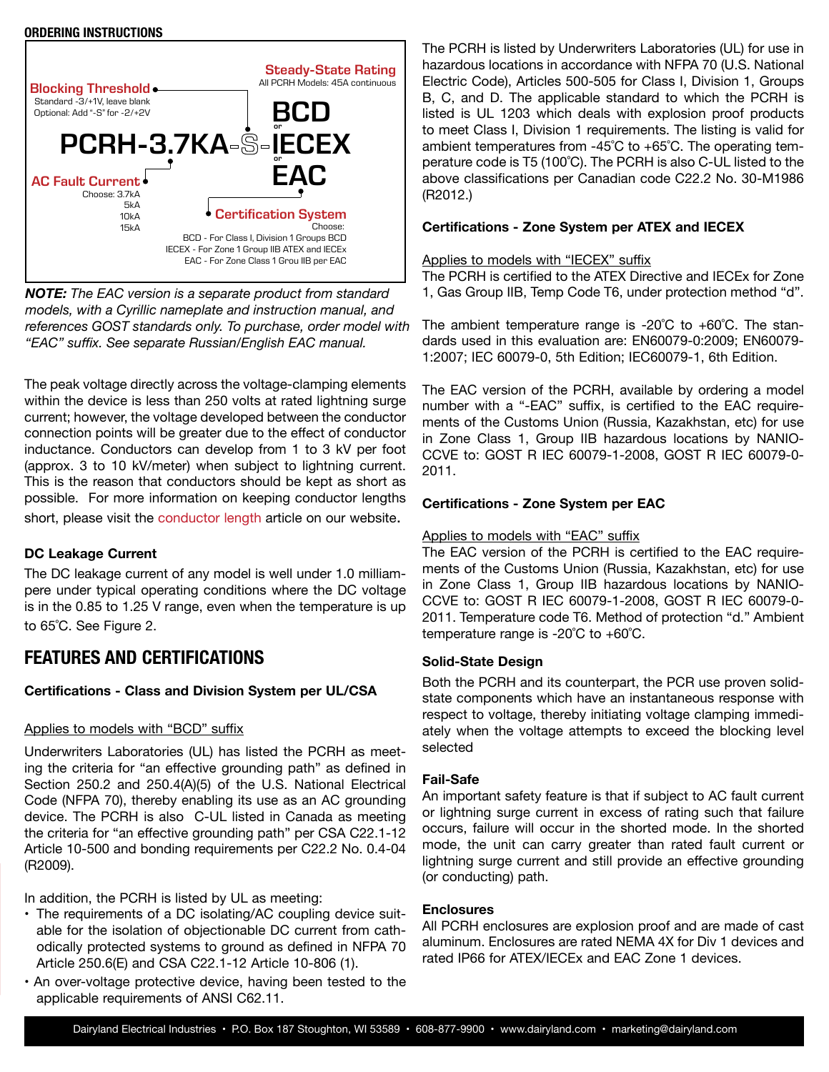**ORDERING INSTRUCTIONS**

**Blocking Threshold**
Standard -3/+1V, leave blank
Optional: Add "-S" for -2/+2V

**Steady-State Rating**
All PCRH Models: 45A continuous

**PCRH-3.7KA-S-BCD** or **IECEX** or **EAC**

**AC Fault Current**
Choose: 3.7kA
5kA
10kA
15kA

**Certification System**
Choose:
BCD - For Class I, Division 1 Groups BCD
IECEX - For Zone 1 Group IIB ATEX and IECEx
EAC - For Zone Class 1 Grou IIB per EAC

***NOTE:*** *The EAC version is a separate product from standard models, with a Cyrillic nameplate and instruction manual, and references GOST standards only. To purchase, order model with "EAC" suffix. See separate Russian/English EAC manual.*

The peak voltage directly across the voltage-clamping elements within the device is less than 250 volts at rated lightning surge current; however, the voltage developed between the conductor connection points will be greater due to the effect of conductor inductance. Conductors can develop from 1 to 3 kV per foot (approx. 3 to 10 kV/meter) when subject to lightning current. This is the reason that conductors should be kept as short as possible. For more information on keeping conductor lengths short, please visit the conductor length article on our website.

### DC Leakage Current

The DC leakage current of any model is well under 1.0 milliampere under typical operating conditions where the DC voltage is in the 0.85 to 1.25 V range, even when the temperature is up to 65°C. See Figure 2.

## FEATURES AND CERTIFICATIONS

### Certifications - Class and Division System per UL/CSA

Applies to models with "BCD" suffix

Underwriters Laboratories (UL) has listed the PCRH as meeting the criteria for "an effective grounding path" as defined in Section 250.2 and 250.4(A)(5) of the U.S. National Electrical Code (NFPA 70), thereby enabling its use as an AC grounding device. The PCRH is also C-UL listed in Canada as meeting the criteria for "an effective grounding path" per CSA C22.1-12 Article 10-500 and bonding requirements per C22.2 No. 0.4-04 (R2009).

In addition, the PCRH is listed by UL as meeting:

- The requirements of a DC isolating/AC coupling device suitable for the isolation of objectionable DC current from cathodically protected systems to ground as defined in NFPA 70 Article 250.6(E) and CSA C22.1-12 Article 10-806 (1).
- An over-voltage protective device, having been tested to the applicable requirements of ANSI C62.11.

The PCRH is listed by Underwriters Laboratories (UL) for use in hazardous locations in accordance with NFPA 70 (U.S. National Electric Code), Articles 500-505 for Class I, Division 1, Groups B, C, and D. The applicable standard to which the PCRH is listed is UL 1203 which deals with explosion proof products to meet Class I, Division 1 requirements. The listing is valid for ambient temperatures from -45°C to +65°C. The operating temperature code is T5 (100°C). The PCRH is also C-UL listed to the above classifications per Canadian code C22.2 No. 30-M1986 (R2012.)

### Certifications - Zone System per ATEX and IECEX

Applies to models with "IECEX" suffix

The PCRH is certified to the ATEX Directive and IECEx for Zone 1, Gas Group IIB, Temp Code T6, under protection method "d".

The ambient temperature range is -20°C to +60°C. The standards used in this evaluation are: EN60079-0:2009; EN60079-1:2007; IEC 60079-0, 5th Edition; IEC60079-1, 6th Edition.

The EAC version of the PCRH, available by ordering a model number with a "-EAC" suffix, is certified to the EAC requirements of the Customs Union (Russia, Kazakhstan, etc) for use in Zone Class 1, Group IIB hazardous locations by NANIO-CCVE to: GOST R IEC 60079-1-2008, GOST R IEC 60079-0-2011.

### Certifications - Zone System per EAC

Applies to models with "EAC" suffix

The EAC version of the PCRH is certified to the EAC requirements of the Customs Union (Russia, Kazakhstan, etc) for use in Zone Class 1, Group IIB hazardous locations by NANIO-CCVE to: GOST R IEC 60079-1-2008, GOST R IEC 60079-0-2011. Temperature code T6. Method of protection "d." Ambient temperature range is -20°C to +60°C.

### Solid-State Design

Both the PCRH and its counterpart, the PCR use proven solid-state components which have an instantaneous response with respect to voltage, thereby initiating voltage clamping immediately when the voltage attempts to exceed the blocking level selected

### Fail-Safe

An important safety feature is that if subject to AC fault current or lightning surge current in excess of rating such that failure occurs, failure will occur in the shorted mode. In the shorted mode, the unit can carry greater than rated fault current or lightning surge current and still provide an effective grounding (or conducting) path.

### Enclosures

All PCRH enclosures are explosion proof and are made of cast aluminum. Enclosures are rated NEMA 4X for Div 1 devices and rated IP66 for ATEX/IECEx and EAC Zone 1 devices.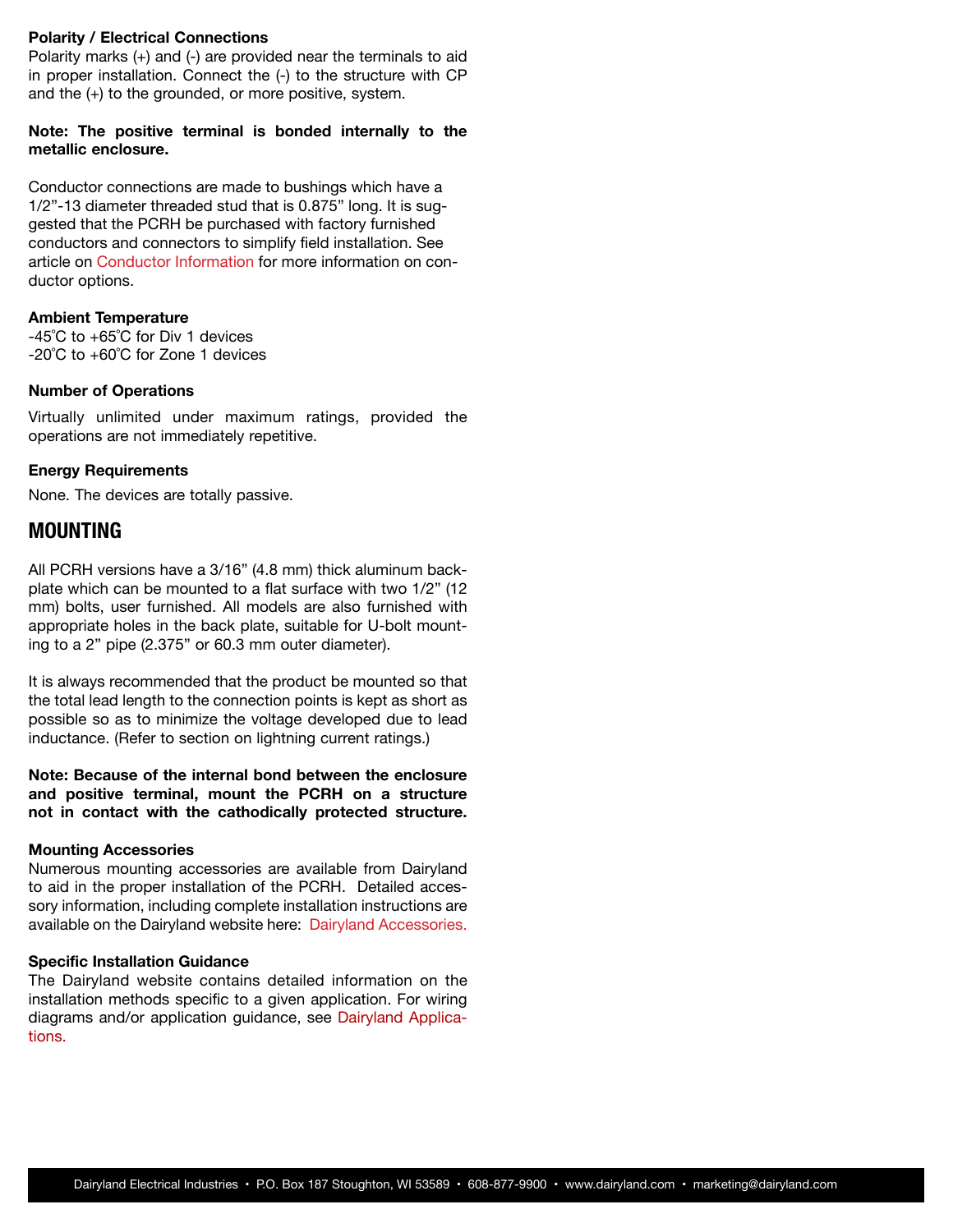**Polarity / Electrical Connections**

Polarity marks (+) and (-) are provided near the terminals to aid in proper installation. Connect the (-) to the structure with CP and the (+) to the grounded, or more positive, system.

**Note: The positive terminal is bonded internally to the metallic enclosure.**

Conductor connections are made to bushings which have a 1/2"-13 diameter threaded stud that is 0.875" long. It is suggested that the PCRH be purchased with factory furnished conductors and connectors to simplify field installation. See article on Conductor Information for more information on conductor options.

**Ambient Temperature**

-45°C to +65°C for Div 1 devices
-20°C to +60°C for Zone 1 devices

**Number of Operations**

Virtually unlimited under maximum ratings, provided the operations are not immediately repetitive.

**Energy Requirements**

None. The devices are totally passive.

## MOUNTING

All PCRH versions have a 3/16" (4.8 mm) thick aluminum backplate which can be mounted to a flat surface with two 1/2" (12 mm) bolts, user furnished. All models are also furnished with appropriate holes in the back plate, suitable for U-bolt mounting to a 2" pipe (2.375" or 60.3 mm outer diameter).

It is always recommended that the product be mounted so that the total lead length to the connection points is kept as short as possible so as to minimize the voltage developed due to lead inductance. (Refer to section on lightning current ratings.)

**Note: Because of the internal bond between the enclosure and positive terminal, mount the PCRH on a structure not in contact with the cathodically protected structure.**

**Mounting Accessories**

Numerous mounting accessories are available from Dairyland to aid in the proper installation of the PCRH. Detailed accessory information, including complete installation instructions are available on the Dairyland website here: Dairyland Accessories.

**Specific Installation Guidance**

The Dairyland website contains detailed information on the installation methods specific to a given application. For wiring diagrams and/or application guidance, see Dairyland Applications.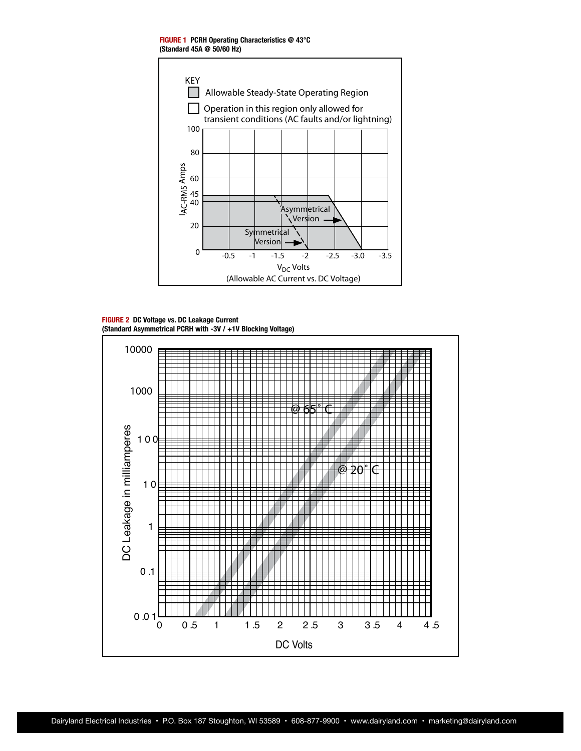**FIGURE 1** PCRH Operating Characteristics @ 43°C
(Standard 45A @ 50/60 Hz)

KEY

- Allowable Steady-State Operating Region
- Operation in this region only allowed for transient conditions (AC faults and/or lightning)

$I_{AC\text{-}RMS}$ Amps

Asymmetrical Version

Symmetrical Version

$V_{DC}$ Volts

(Allowable AC Current vs. DC Voltage)

**FIGURE 2** DC Voltage vs. DC Leakage Current
(Standard Asymmetrical PCRH with -3V / +1V Blocking Voltage)

DC Leakage in milliamperes

@ 65° C

@ 20° C

DC Volts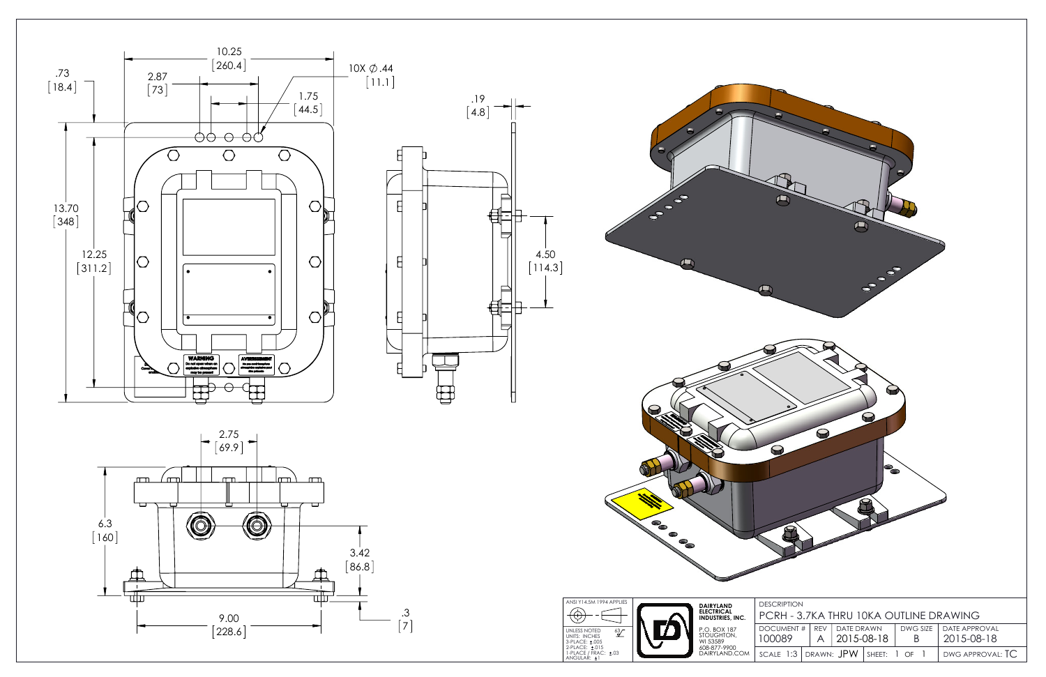10.25
[260.4]

.73
[18.4]

2.87
[73]

10X ⌀.44
[11.1]

1.75
[44.5]

.19
[4.8]

13.70
[348]

12.25
[311.2]

4.50
[114.3]

WARNING
Do not open when an explosive atmosphere may be present

AVERTISSEMENT

2.75
[69.9]

6.3
[160]

3.42
[86.8]

9.00
[228.6]

.3
[7]

ANSI Y14.5M 1994 APPLIES

UNLESS NOTED
UNITS: INCHES
3-PLACE: ±.005
2-PLACE: ±.015
1-PLACE / FRAC: ±.03
ANGULAR: ±1

63

**DAIRYLAND ELECTRICAL INDUSTRIES, INC.**
P.O. BOX 187
STOUGHTON, WI 53589
608-877-9900
DAIRYLAND.COM

| DESCRIPTION | | | | |
|---|---|---|---|---|
| PCRH - 3.7KA THRU 10KA OUTLINE DRAWING | | | | |
| DOCUMENT # 100089 | REV A | DATE DRAWN 2015-08-18 | DWG SIZE B | DATE APPROVAL 2015-08-18 |
| SCALE 1:3 | DRAWN: JPW | SHEET: 1 OF 1 | | DWG APPROVAL: TC |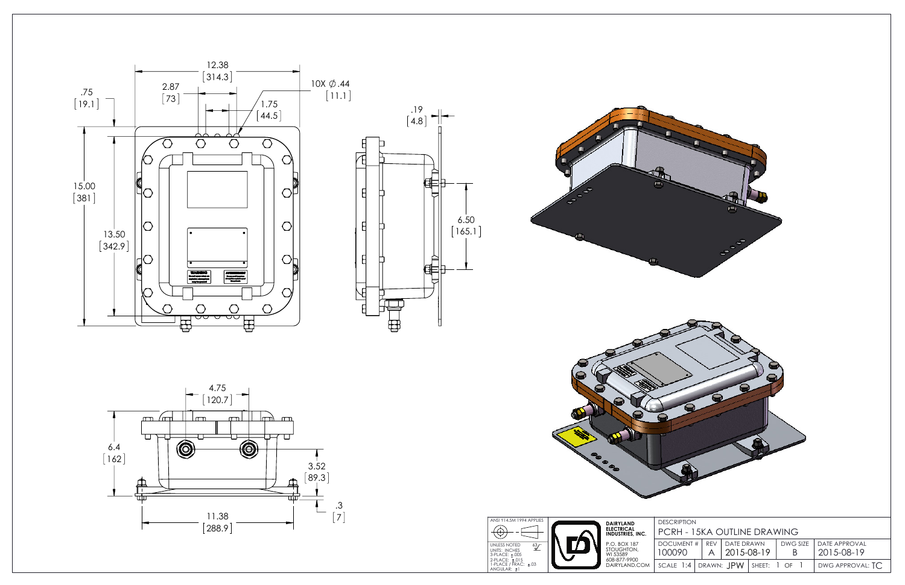12.38 [314.3]

2.87 [73]

1.75 [44.5]

10X ⌀.44 [11.1]

.75 [19.1]

15.00 [381]

13.50 [342.9]

.19 [4.8]

6.50 [165.1]

4.75 [120.7]

6.4 [162]

3.52 [89.3]

.3 [7]

11.38 [288.9]

| | | | | | | |
|---|---|---|---|---|---|---|
| ANSI Y14.5M 1994 APPLIES | DAIRYLAND ELECTRICAL INDUSTRIES, INC. | DESCRIPTION: PCRH - 15KA OUTLINE DRAWING | | | | |
| UNLESS NOTED UNITS: INCHES 3-PLACE: ±.005 2-PLACE: ±.015 1-PLACE / FRAC: ±.03 ANGULAR: ±1 63 | P.O. BOX 187 STOUGHTON, WI 53589 608-877-9900 DAIRYLAND.COM | DOCUMENT # 100090 | REV A | DATE DRAWN 2015-08-19 | DWG SIZE B | DATE APPROVAL 2015-08-19 |
| | | SCALE 1:4 | DRAWN: JPW | SHEET: 1 OF 1 | | DWG APPROVAL: TC |